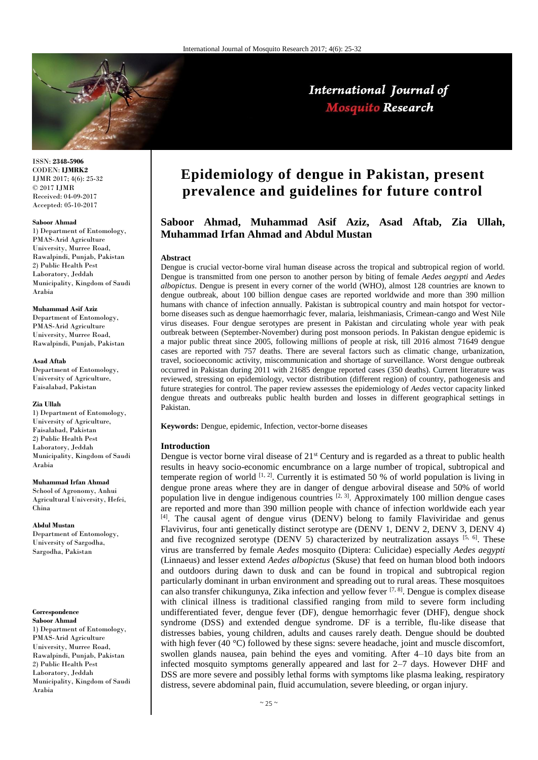ISSN: **2348-5906**
CODEN: **IJMRK2**
IJMR 2017; 4(6): 25-32
© 2017 IJMR
Received: 04-09-2017
Accepted: 05-10-2017

**Saboor Ahmad**
1) Department of Entomology, PMAS-Arid Agriculture University, Murree Road, Rawalpindi, Punjab, Pakistan
2) Public Health Pest Laboratory, Jeddah Municipality, Kingdom of Saudi Arabia

**Muhammad Asif Aziz**
Department of Entomology, PMAS-Arid Agriculture University, Murree Road, Rawalpindi, Punjab, Pakistan

**Asad Aftab**
Department of Entomology, University of Agriculture, Faisalabad, Pakistan

**Zia Ullah**
1) Department of Entomology, University of Agriculture, Faisalabad, Pakistan
2) Public Health Pest Laboratory, Jeddah Municipality, Kingdom of Saudi Arabia

**Muhammad Irfan Ahmad**
School of Agronomy, Anhui Agricultural University, Hefei, China

**Abdul Mustan**
Department of Entomology, University of Sargodha, Sargodha, Pakistan

**Correspondence**
**Saboor Ahmad**
1) Department of Entomology, PMAS-Arid Agriculture University, Murree Road, Rawalpindi, Punjab, Pakistan
2) Public Health Pest Laboratory, Jeddah Municipality, Kingdom of Saudi Arabia

# Epidemiology of dengue in Pakistan, present prevalence and guidelines for future control

**Saboor Ahmad, Muhammad Asif Aziz, Asad Aftab, Zia Ullah, Muhammad Irfan Ahmad and Abdul Mustan**

### Abstract

Dengue is crucial vector-borne viral human disease across the tropical and subtropical region of world. Dengue is transmitted from one person to another person by biting of female *Aedes aegypti* and *Aedes albopictus*. Dengue is present in every corner of the world (WHO), almost 128 countries are known to dengue outbreak, about 100 billion dengue cases are reported worldwide and more than 390 million humans with chance of infection annually. Pakistan is subtropical country and main hotspot for vector-borne diseases such as dengue haemorrhagic fever, malaria, leishmaniasis, Crimean-cango and West Nile virus diseases. Four dengue serotypes are present in Pakistan and circulating whole year with peak outbreak between (September-November) during post monsoon periods. In Pakistan dengue epidemic is a major public threat since 2005, following millions of people at risk, till 2016 almost 71649 dengue cases are reported with 757 deaths. There are several factors such as climatic change, urbanization, travel, socioeconomic activity, miscommunication and shortage of surveillance. Worst dengue outbreak occurred in Pakistan during 2011 with 21685 dengue reported cases (350 deaths). Current literature was reviewed, stressing on epidemiology, vector distribution (different region) of country, pathogenesis and future strategies for control. The paper review assesses the epidemiology of *Aedes* vector capacity linked dengue threats and outbreaks public health burden and losses in different geographical settings in Pakistan.

**Keywords:** Dengue, epidemic, Infection, vector-borne diseases

### Introduction

Dengue is vector borne viral disease of 21st Century and is regarded as a threat to public health results in heavy socio-economic encumbrance on a large number of tropical, subtropical and temperate region of world [1, 2]. Currently it is estimated 50 % of world population is living in dengue prone areas where they are in danger of dengue arboviral disease and 50% of world population live in dengue indigenous countries [2, 3]. Approximately 100 million dengue cases are reported and more than 390 million people with chance of infection worldwide each year [4]. The causal agent of dengue virus (DENV) belong to family Flaviviridae and genus Flavivirus, four anti genetically distinct serotype are (DENV 1, DENV 2, DENV 3, DENV 4) and five recognized serotype (DENV 5) characterized by neutralization assays [5, 6]. These virus are transferred by female *Aedes* mosquito (Diptera: Culicidae) especially *Aedes aegypti* (Linnaeus) and lesser extend *Aedes albopictus* (Skuse) that feed on human blood both indoors and outdoors during dawn to dusk and can be found in tropical and subtropical region particularly dominant in urban environment and spreading out to rural areas. These mosquitoes can also transfer chikungunya, Zika infection and yellow fever [7, 8]. Dengue is complex disease with clinical illness is traditional classified ranging from mild to severe form including undifferentiated fever, dengue fever (DF), dengue hemorrhagic fever (DHF), dengue shock syndrome (DSS) and extended dengue syndrome. DF is a terrible, flu-like disease that distresses babies, young children, adults and causes rarely death. Dengue should be doubted with high fever (40 °C) followed by these signs: severe headache, joint and muscle discomfort, swollen glands nausea, pain behind the eyes and vomiting. After 4–10 days bite from an infected mosquito symptoms generally appeared and last for 2–7 days. However DHF and DSS are more severe and possibly lethal forms with symptoms like plasma leaking, respiratory distress, severe abdominal pain, fluid accumulation, severe bleeding, or organ injury.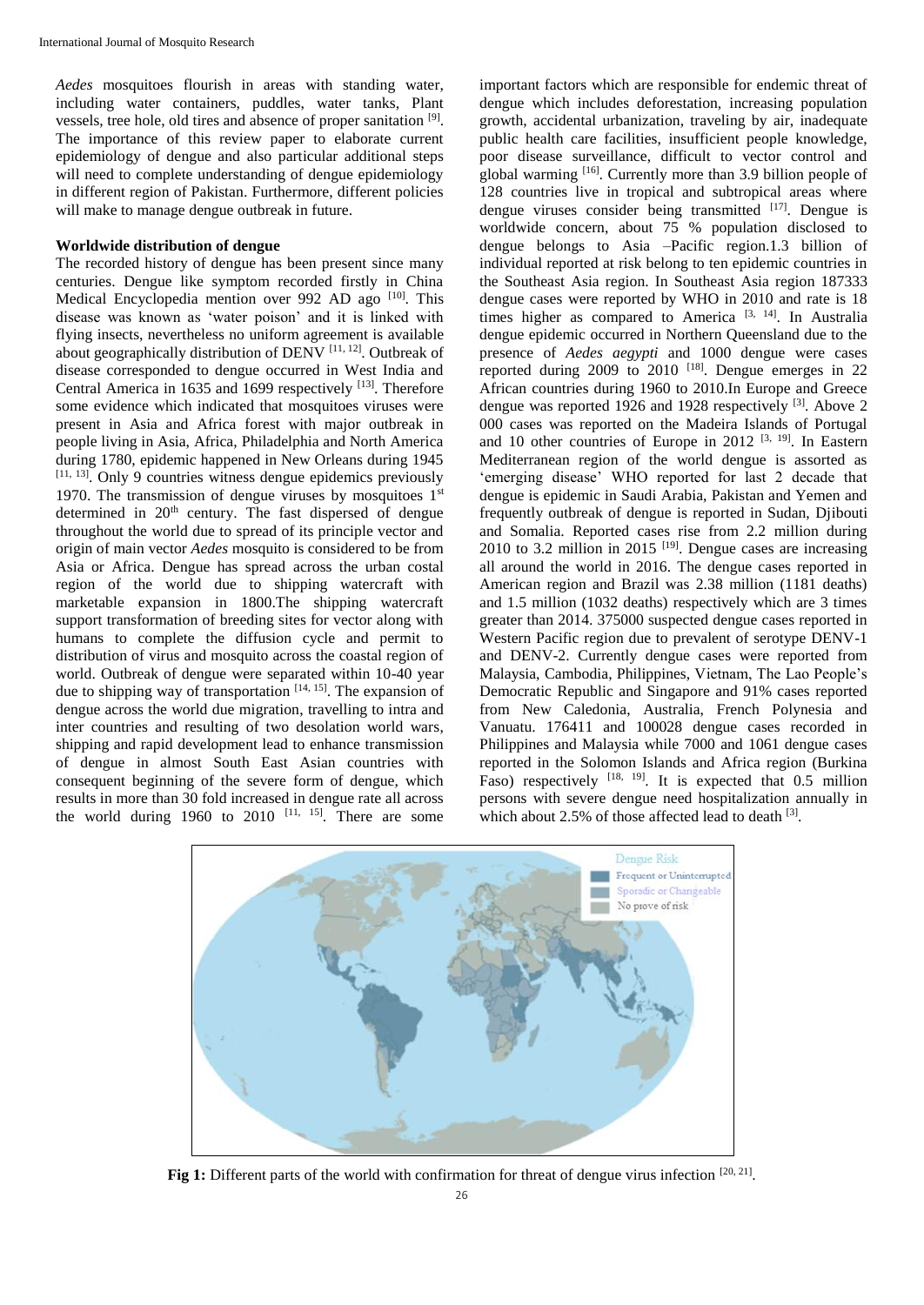*Aedes* mosquitoes flourish in areas with standing water, including water containers, puddles, water tanks, Plant vessels, tree hole, old tires and absence of proper sanitation [9]. The importance of this review paper to elaborate current epidemiology of dengue and also particular additional steps will need to complete understanding of dengue epidemiology in different region of Pakistan. Furthermore, different policies will make to manage dengue outbreak in future.

## Worldwide distribution of dengue

The recorded history of dengue has been present since many centuries. Dengue like symptom recorded firstly in China Medical Encyclopedia mention over 992 AD ago [10]. This disease was known as 'water poison' and it is linked with flying insects, nevertheless no uniform agreement is available about geographically distribution of DENV [11, 12]. Outbreak of disease corresponded to dengue occurred in West India and Central America in 1635 and 1699 respectively [13]. Therefore some evidence which indicated that mosquitoes viruses were present in Asia and Africa forest with major outbreak in people living in Asia, Africa, Philadelphia and North America during 1780, epidemic happened in New Orleans during 1945 [11, 13]. Only 9 countries witness dengue epidemics previously 1970. The transmission of dengue viruses by mosquitoes 1st determined in 20th century. The fast dispersed of dengue throughout the world due to spread of its principle vector and origin of main vector *Aedes* mosquito is considered to be from Asia or Africa. Dengue has spread across the urban costal region of the world due to shipping watercraft with marketable expansion in 1800.The shipping watercraft support transformation of breeding sites for vector along with humans to complete the diffusion cycle and permit to distribution of virus and mosquito across the coastal region of world. Outbreak of dengue were separated within 10-40 year due to shipping way of transportation [14, 15]. The expansion of dengue across the world due migration, travelling to intra and inter countries and resulting of two desolation world wars, shipping and rapid development lead to enhance transmission of dengue in almost South East Asian countries with consequent beginning of the severe form of dengue, which results in more than 30 fold increased in dengue rate all across the world during 1960 to 2010 [11, 15]. There are some important factors which are responsible for endemic threat of dengue which includes deforestation, increasing population growth, accidental urbanization, traveling by air, inadequate public health care facilities, insufficient people knowledge, poor disease surveillance, difficult to vector control and global warming [16]. Currently more than 3.9 billion people of 128 countries live in tropical and subtropical areas where dengue viruses consider being transmitted [17]. Dengue is worldwide concern, about 75 % population disclosed to dengue belongs to Asia –Pacific region.1.3 billion of individual reported at risk belong to ten epidemic countries in the Southeast Asia region. In Southeast Asia region 187333 dengue cases were reported by WHO in 2010 and rate is 18 times higher as compared to America [3, 14]. In Australia dengue epidemic occurred in Northern Queensland due to the presence of *Aedes aegypti* and 1000 dengue were cases reported during 2009 to 2010 [18]. Dengue emerges in 22 African countries during 1960 to 2010.In Europe and Greece dengue was reported 1926 and 1928 respectively [3]. Above 2 000 cases was reported on the Madeira Islands of Portugal and 10 other countries of Europe in 2012 [3, 19]. In Eastern Mediterranean region of the world dengue is assorted as 'emerging disease' WHO reported for last 2 decade that dengue is epidemic in Saudi Arabia, Pakistan and Yemen and frequently outbreak of dengue is reported in Sudan, Djibouti and Somalia. Reported cases rise from 2.2 million during 2010 to 3.2 million in 2015 [19]. Dengue cases are increasing all around the world in 2016. The dengue cases reported in American region and Brazil was 2.38 million (1181 deaths) and 1.5 million (1032 deaths) respectively which are 3 times greater than 2014. 375000 suspected dengue cases reported in Western Pacific region due to prevalent of serotype DENV-1 and DENV-2. Currently dengue cases were reported from Malaysia, Cambodia, Philippines, Vietnam, The Lao People's Democratic Republic and Singapore and 91% cases reported from New Caledonia, Australia, French Polynesia and Vanuatu. 176411 and 100028 dengue cases recorded in Philippines and Malaysia while 7000 and 1061 dengue cases reported in the Solomon Islands and Africa region (Burkina Faso) respectively [18, 19]. It is expected that 0.5 million persons with severe dengue need hospitalization annually in which about 2.5% of those affected lead to death [3].

**Fig 1:** Different parts of the world with confirmation for threat of dengue virus infection [20, 21].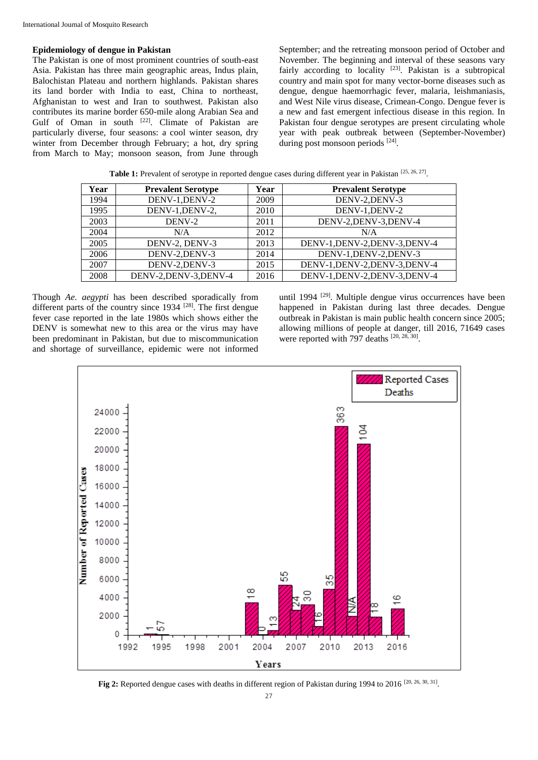### Epidemiology of dengue in Pakistan

The Pakistan is one of most prominent countries of south-east Asia. Pakistan has three main geographic areas, Indus plain, Balochistan Plateau and northern highlands. Pakistan shares its land border with India to east, China to northeast, Afghanistan to west and Iran to southwest. Pakistan also contributes its marine border 650-mile along Arabian Sea and Gulf of Oman in south [22]. Climate of Pakistan are particularly diverse, four seasons: a cool winter season, dry winter from December through February; a hot, dry spring from March to May; monsoon season, from June through September; and the retreating monsoon period of October and November. The beginning and interval of these seasons vary fairly according to locality [23]. Pakistan is a subtropical country and main spot for many vector-borne diseases such as dengue, dengue haemorrhagic fever, malaria, leishmaniasis, and West Nile virus disease, Crimean-Congo. Dengue fever is a new and fast emergent infectious disease in this region. In Pakistan four dengue serotypes are present circulating whole year with peak outbreak between (September-November) during post monsoon periods [24].

**Table 1:** Prevalent of serotype in reported dengue cases during different year in Pakistan [25, 26, 27].

| Year | Prevalent Serotype | Year | Prevalent Serotype |
|---|---|---|---|
| 1994 | DENV-1,DENV-2 | 2009 | DENV-2,DENV-3 |
| 1995 | DENV-1,DENV-2, | 2010 | DENV-1,DENV-2 |
| 2003 | DENV-2 | 2011 | DENV-2,DENV-3,DENV-4 |
| 2004 | N/A | 2012 | N/A |
| 2005 | DENV-2, DENV-3 | 2013 | DENV-1,DENV-2,DENV-3,DENV-4 |
| 2006 | DENV-2,DENV-3 | 2014 | DENV-1,DENV-2,DENV-3 |
| 2007 | DENV-2,DENV-3 | 2015 | DENV-1,DENV-2,DENV-3,DENV-4 |
| 2008 | DENV-2,DENV-3,DENV-4 | 2016 | DENV-1,DENV-2,DENV-3,DENV-4 |

Though *Ae. aegypti* has been described sporadically from different parts of the country since 1934 [28]. The first dengue fever case reported in the late 1980s which shows either the DENV is somewhat new to this area or the virus may have been predominant in Pakistan, but due to miscommunication and shortage of surveillance, epidemic were not informed until 1994 [29]. Multiple dengue virus occurrences have been happened in Pakistan during last three decades. Dengue outbreak in Pakistan is main public health concern since 2005; allowing millions of people at danger, till 2016, 71649 cases were reported with 797 deaths [20, 28, 30].

**Fig 2:** Reported dengue cases with deaths in different region of Pakistan during 1994 to 2016 [20, 26, 30, 31].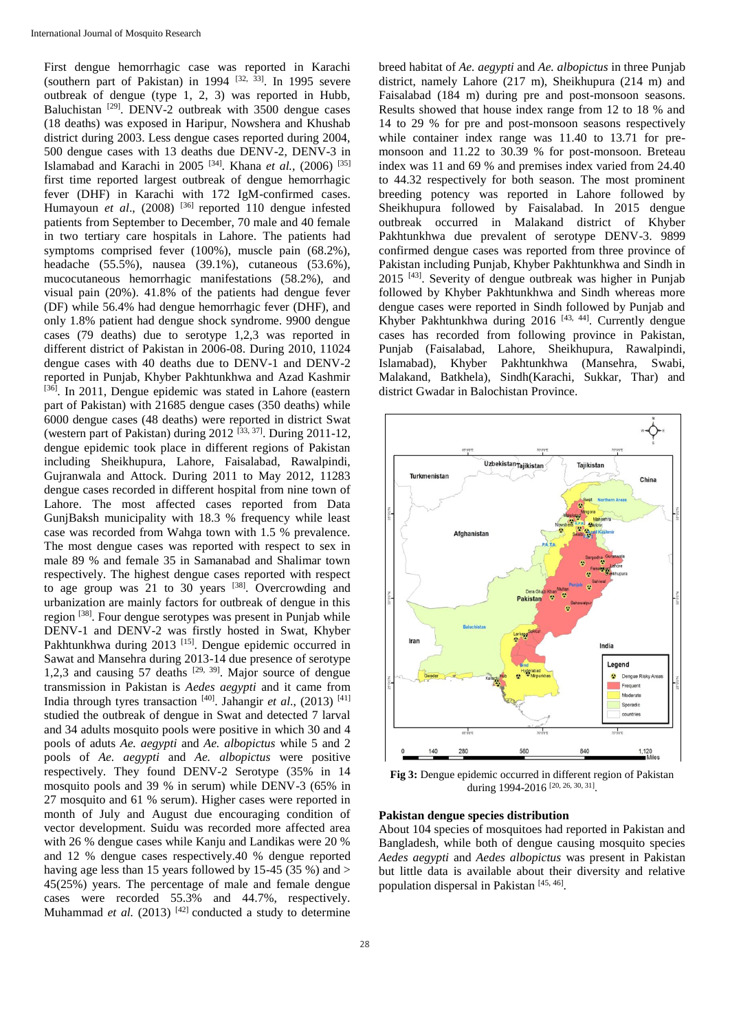First dengue hemorrhagic case was reported in Karachi (southern part of Pakistan) in 1994 [32, 33]. In 1995 severe outbreak of dengue (type 1, 2, 3) was reported in Hubb, Baluchistan [29]. DENV-2 outbreak with 3500 dengue cases (18 deaths) was exposed in Haripur, Nowshera and Khushab district during 2003. Less dengue cases reported during 2004, 500 dengue cases with 13 deaths due DENV-2, DENV-3 in Islamabad and Karachi in 2005 [34]. Khana *et al.*, (2006) [35] first time reported largest outbreak of dengue hemorrhagic fever (DHF) in Karachi with 172 IgM-confirmed cases. Humayoun *et al*., (2008) [36] reported 110 dengue infested patients from September to December, 70 male and 40 female in two tertiary care hospitals in Lahore. The patients had symptoms comprised fever (100%), muscle pain (68.2%), headache (55.5%), nausea (39.1%), cutaneous (53.6%), mucocutaneous hemorrhagic manifestations (58.2%), and visual pain (20%). 41.8% of the patients had dengue fever (DF) while 56.4% had dengue hemorrhagic fever (DHF), and only 1.8% patient had dengue shock syndrome. 9900 dengue cases (79 deaths) due to serotype 1,2,3 was reported in different district of Pakistan in 2006-08. During 2010, 11024 dengue cases with 40 deaths due to DENV-1 and DENV-2 reported in Punjab, Khyber Pakhtunkhwa and Azad Kashmir [36]. In 2011, Dengue epidemic was stated in Lahore (eastern part of Pakistan) with 21685 dengue cases (350 deaths) while 6000 dengue cases (48 deaths) were reported in district Swat (western part of Pakistan) during 2012 [33, 37]. During 2011-12, dengue epidemic took place in different regions of Pakistan including Sheikhupura, Lahore, Faisalabad, Rawalpindi, Gujranwala and Attock. During 2011 to May 2012, 11283 dengue cases recorded in different hospital from nine town of Lahore. The most affected cases reported from Data GunjBaksh municipality with 18.3 % frequency while least case was recorded from Wahga town with 1.5 % prevalence. The most dengue cases was reported with respect to sex in male 89 % and female 35 in Samanabad and Shalimar town respectively. The highest dengue cases reported with respect to age group was 21 to 30 years [38]. Overcrowding and urbanization are mainly factors for outbreak of dengue in this region [38]. Four dengue serotypes was present in Punjab while DENV-1 and DENV-2 was firstly hosted in Swat, Khyber Pakhtunkhwa during 2013 [15]. Dengue epidemic occurred in Sawat and Mansehra during 2013-14 due presence of serotype 1,2,3 and causing 57 deaths [29, 39]. Major source of dengue transmission in Pakistan is *Aedes aegypti* and it came from India through tyres transaction [40]. Jahangir *et al*., (2013) [41] studied the outbreak of dengue in Swat and detected 7 larval and 34 adults mosquito pools were positive in which 30 and 4 pools of aduts *Ae. aegypti* and *Ae. albopictus* while 5 and 2 pools of *Ae. aegypti* and *Ae. albopictus* were positive respectively. They found DENV-2 Serotype (35% in 14 mosquito pools and 39 % in serum) while DENV-3 (65% in 27 mosquito and 61 % serum). Higher cases were reported in month of July and August due encouraging condition of vector development. Suidu was recorded more affected area with 26 % dengue cases while Kanju and Landikas were 20 % and 12 % dengue cases respectively.40 % dengue reported having age less than 15 years followed by 15-45 (35 %) and > 45(25%) years. The percentage of male and female dengue cases were recorded 55.3% and 44.7%, respectively. Muhammad *et al.* (2013) [42] conducted a study to determine breed habitat of *Ae. aegypti* and *Ae. albopictus* in three Punjab district, namely Lahore (217 m), Sheikhupura (214 m) and Faisalabad (184 m) during pre and post-monsoon seasons. Results showed that house index range from 12 to 18 % and 14 to 29 % for pre and post-monsoon seasons respectively while container index range was 11.40 to 13.71 for pre-monsoon and 11.22 to 30.39 % for post-monsoon. Breteau index was 11 and 69 % and premises index varied from 24.40 to 44.32 respectively for both season. The most prominent breeding potency was reported in Lahore followed by Sheikhupura followed by Faisalabad. In 2015 dengue outbreak occurred in Malakand district of Khyber Pakhtunkhwa due prevalent of serotype DENV-3. 9899 confirmed dengue cases was reported from three province of Pakistan including Punjab, Khyber Pakhtunkhwa and Sindh in 2015 [43]. Severity of dengue outbreak was higher in Punjab followed by Khyber Pakhtunkhwa and Sindh whereas more dengue cases were reported in Sindh followed by Punjab and Khyber Pakhtunkhwa during 2016 [43, 44]. Currently dengue cases has recorded from following province in Pakistan, Punjab (Faisalabad, Lahore, Sheikhupura, Rawalpindi, Islamabad), Khyber Pakhtunkhwa (Mansehra, Swabi, Malakand, Batkhela), Sindh(Karachi, Sukkar, Thar) and district Gwadar in Balochistan Province.

**Fig 3:** Dengue epidemic occurred in different region of Pakistan during 1994-2016 [20, 26, 30, 31].

### Pakistan dengue species distribution

About 104 species of mosquitoes had reported in Pakistan and Bangladesh, while both of dengue causing mosquito species *Aedes aegypti* and *Aedes albopictus* was present in Pakistan but little data is available about their diversity and relative population dispersal in Pakistan [45, 46].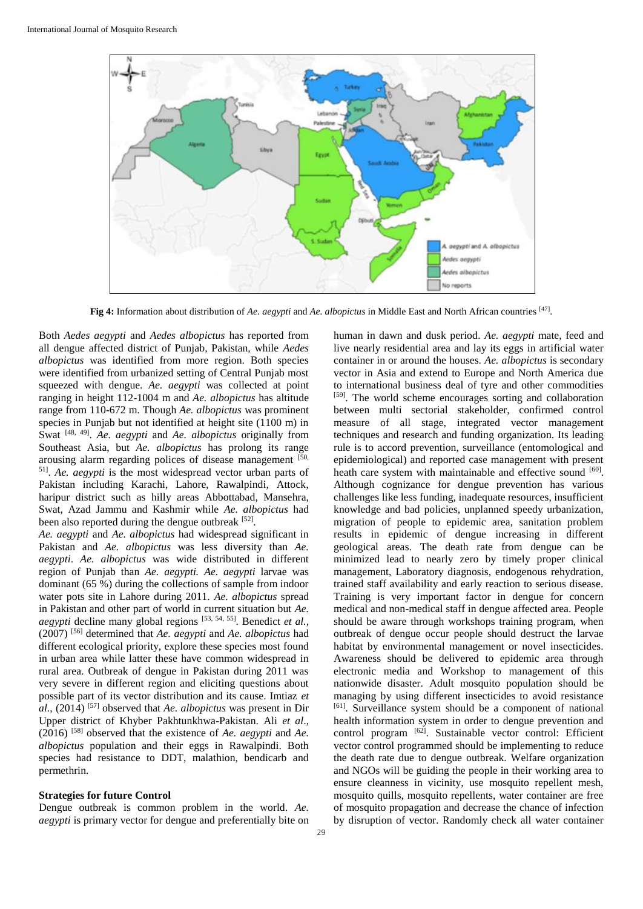**Fig 4:** Information about distribution of *Ae. aegypti* and *Ae. albopictus* in Middle East and North African countries [47].

Both *Aedes aegypti* and *Aedes albopictus* has reported from all dengue affected district of Punjab, Pakistan, while *Aedes albopictus* was identified from more region. Both species were identified from urbanized setting of Central Punjab most squeezed with dengue. *Ae. aegypti* was collected at point ranging in height 112-1004 m and *Ae. albopictus* has altitude range from 110-672 m. Though *Ae. albopictus* was prominent species in Punjab but not identified at height site (1100 m) in Swat [48, 49]. *Ae. aegypti* and *Ae. albopictus* originally from Southeast Asia, but *Ae. albopictus* has prolong its range arousing alarm regarding polices of disease management [50, 51]. *Ae. aegypti* is the most widespread vector urban parts of Pakistan including Karachi, Lahore, Rawalpindi, Attock, haripur district such as hilly areas Abbottabad, Mansehra, Swat, Azad Jammu and Kashmir while *Ae. albopictus* had been also reported during the dengue outbreak [52].

*Ae. aegypti* and *Ae. albopictus* had widespread significant in Pakistan and *Ae. albopictus* was less diversity than *Ae. aegypti*. *Ae. albopictus* was wide distributed in different region of Punjab than *Ae. aegypti. Ae. aegypti* larvae was dominant (65 %) during the collections of sample from indoor water pots site in Lahore during 2011. *Ae. albopictus* spread in Pakistan and other part of world in current situation but *Ae. aegypti* decline many global regions [53, 54, 55]. Benedict *et al.*, (2007) [56] determined that *Ae. aegypti* and *Ae. albopictus* had different ecological priority, explore these species most found in urban area while latter these have common widespread in rural area. Outbreak of dengue in Pakistan during 2011 was very severe in different region and eliciting questions about possible part of its vector distribution and its cause. Imtiaz *et al.*, (2014) [57] observed that *Ae. albopictus* was present in Dir Upper district of Khyber Pakhtunkhwa-Pakistan. Ali *et al*., (2016) [58] observed that the existence of *Ae. aegypti* and *Ae. albopictus* population and their eggs in Rawalpindi. Both species had resistance to DDT, malathion, bendicarb and permethrin.

**Strategies for future Control**

Dengue outbreak is common problem in the world. *Ae. aegypti* is primary vector for dengue and preferentially bite on human in dawn and dusk period. *Ae. aegypti* mate, feed and live nearly residential area and lay its eggs in artificial water container in or around the houses. *Ae. albopictus* is secondary vector in Asia and extend to Europe and North America due to international business deal of tyre and other commodities [59]. The world scheme encourages sorting and collaboration between multi sectorial stakeholder, confirmed control measure of all stage, integrated vector management techniques and research and funding organization. Its leading rule is to accord prevention, surveillance (entomological and epidemiological) and reported case management with present heath care system with maintainable and effective sound [60]. Although cognizance for dengue prevention has various challenges like less funding, inadequate resources, insufficient knowledge and bad policies, unplanned speedy urbanization, migration of people to epidemic area, sanitation problem results in epidemic of dengue increasing in different geological areas. The death rate from dengue can be minimized lead to nearly zero by timely proper clinical management, Laboratory diagnosis, endogenous rehydration, trained staff availability and early reaction to serious disease. Training is very important factor in dengue for concern medical and non-medical staff in dengue affected area. People should be aware through workshops training program, when outbreak of dengue occur people should destruct the larvae habitat by environmental management or novel insecticides. Awareness should be delivered to epidemic area through electronic media and Workshop to management of this nationwide disaster. Adult mosquito population should be managing by using different insecticides to avoid resistance [61]. Surveillance system should be a component of national health information system in order to dengue prevention and control program [62]. Sustainable vector control: Efficient vector control programmed should be implementing to reduce the death rate due to dengue outbreak. Welfare organization and NGOs will be guiding the people in their working area to ensure cleanness in vicinity, use mosquito repellent mesh, mosquito quills, mosquito repellents, water container are free of mosquito propagation and decrease the chance of infection by disruption of vector. Randomly check all water container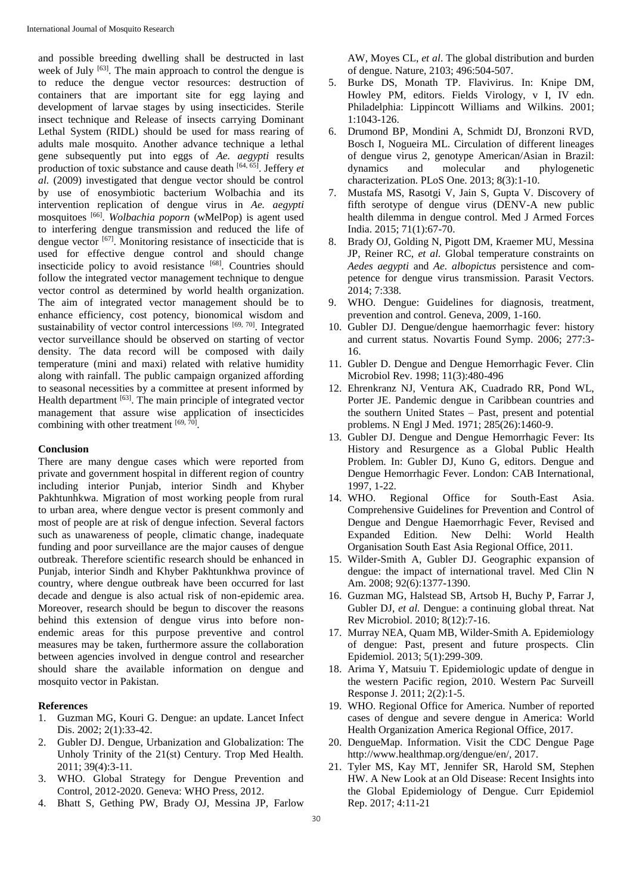and possible breeding dwelling shall be destructed in last week of July [63]. The main approach to control the dengue is to reduce the dengue vector resources: destruction of containers that are important site for egg laying and development of larvae stages by using insecticides. Sterile insect technique and Release of insects carrying Dominant Lethal System (RIDL) should be used for mass rearing of adults male mosquito. Another advance technique a lethal gene subsequently put into eggs of *Ae. aegypti* results production of toxic substance and cause death [64, 65]. Jeffery *et al.* (2009) investigated that dengue vector should be control by use of enosymbiotic bacterium Wolbachia and its intervention replication of dengue virus in *Ae. aegypti* mosquitoes [66]. *Wolbachia poporn* (wMelPop) is agent used to interfering dengue transmission and reduced the life of dengue vector [67]. Monitoring resistance of insecticide that is used for effective dengue control and should change insecticide policy to avoid resistance [68]. Countries should follow the integrated vector management technique to dengue vector control as determined by world health organization. The aim of integrated vector management should be to enhance efficiency, cost potency, bionomical wisdom and sustainability of vector control intercessions [69, 70]. Integrated vector surveillance should be observed on starting of vector density. The data record will be composed with daily temperature (mini and maxi) related with relative humidity along with rainfall. The public campaign organized affording to seasonal necessities by a committee at present informed by Health department [63]. The main principle of integrated vector management that assure wise application of insecticides combining with other treatment [69, 70].

## Conclusion

There are many dengue cases which were reported from private and government hospital in different region of country including interior Punjab, interior Sindh and Khyber Pakhtunhkwa. Migration of most working people from rural to urban area, where dengue vector is present commonly and most of people are at risk of dengue infection. Several factors such as unawareness of people, climatic change, inadequate funding and poor surveillance are the major causes of dengue outbreak. Therefore scientific research should be enhanced in Punjab, interior Sindh and Khyber Pakhtunkhwa province of country, where dengue outbreak have been occurred for last decade and dengue is also actual risk of non-epidemic area. Moreover, research should be begun to discover the reasons behind this extension of dengue virus into before non-endemic areas for this purpose preventive and control measures may be taken, furthermore assure the collaboration between agencies involved in dengue control and researcher should share the available information on dengue and mosquito vector in Pakistan.

## References

1. Guzman MG, Kouri G. Dengue: an update. Lancet Infect Dis. 2002; 2(1):33-42.
2. Gubler DJ. Dengue, Urbanization and Globalization: The Unholy Trinity of the 21(st) Century. Trop Med Health. 2011; 39(4):3-11.
3. WHO. Global Strategy for Dengue Prevention and Control, 2012-2020. Geneva: WHO Press, 2012.
4. Bhatt S, Gething PW, Brady OJ, Messina JP, Farlow AW, Moyes CL, *et al*. The global distribution and burden of dengue. Nature, 2103; 496:504-507.
5. Burke DS, Monath TP. Flavivirus. In: Knipe DM, Howley PM, editors. Fields Virology, v I, IV edn. Philadelphia: Lippincott Williams and Wilkins. 2001; 1:1043-126.
6. Drumond BP, Mondini A, Schmidt DJ, Bronzoni RVD, Bosch I, Nogueira ML. Circulation of different lineages of dengue virus 2, genotype American/Asian in Brazil: dynamics and molecular and phylogenetic characterization. PLoS One. 2013; 8(3):1-10.
7. Mustafa MS, Rasotgi V, Jain S, Gupta V. Discovery of fifth serotype of dengue virus (DENV-A new public health dilemma in dengue control. Med J Armed Forces India. 2015; 71(1):67-70.
8. Brady OJ, Golding N, Pigott DM, Kraemer MU, Messina JP, Reiner RC, *et al.* Global temperature constraints on *Aedes aegypti* and *Ae. albopictus* persistence and competence for dengue virus transmission. Parasit Vectors. 2014; 7:338.
9. WHO. Dengue: Guidelines for diagnosis, treatment, prevention and control. Geneva, 2009, 1-160.
10. Gubler DJ. Dengue/dengue haemorrhagic fever: history and current status. Novartis Found Symp. 2006; 277:3-16.
11. Gubler D. Dengue and Dengue Hemorrhagic Fever. Clin Microbiol Rev. 1998; 11(3):480-496
12. Ehrenkranz NJ, Ventura AK, Cuadrado RR, Pond WL, Porter JE. Pandemic dengue in Caribbean countries and the southern United States – Past, present and potential problems. N Engl J Med. 1971; 285(26):1460-9.
13. Gubler DJ. Dengue and Dengue Hemorrhagic Fever: Its History and Resurgence as a Global Public Health Problem. In: Gubler DJ, Kuno G, editors. Dengue and Dengue Hemorrhagic Fever. London: CAB International, 1997, 1-22.
14. WHO. Regional Office for South-East Asia. Comprehensive Guidelines for Prevention and Control of Dengue and Dengue Haemorrhagic Fever, Revised and Expanded Edition. New Delhi: World Health Organisation South East Asia Regional Office, 2011.
15. Wilder-Smith A, Gubler DJ. Geographic expansion of dengue: the impact of international travel. Med Clin N Am. 2008; 92(6):1377-1390.
16. Guzman MG, Halstead SB, Artsob H, Buchy P, Farrar J, Gubler DJ, *et al.* Dengue: a continuing global threat. Nat Rev Microbiol. 2010; 8(12):7-16.
17. Murray NEA, Quam MB, Wilder-Smith A. Epidemiology of dengue: Past, present and future prospects. Clin Epidemiol. 2013; 5(1):299-309.
18. Arima Y, Matsuiu T. Epidemiologic update of dengue in the western Pacific region, 2010. Western Pac Surveill Response J. 2011; 2(2):1-5.
19. WHO. Regional Office for America. Number of reported cases of dengue and severe dengue in America: World Health Organization America Regional Office, 2017.
20. DengueMap. Information. Visit the CDC Dengue Page http://www.healthmap.org/dengue/en/, 2017.
21. Tyler MS, Kay MT, Jennifer SR, Harold SM, Stephen HW. A New Look at an Old Disease: Recent Insights into the Global Epidemiology of Dengue. Curr Epidemiol Rep. 2017; 4:11-21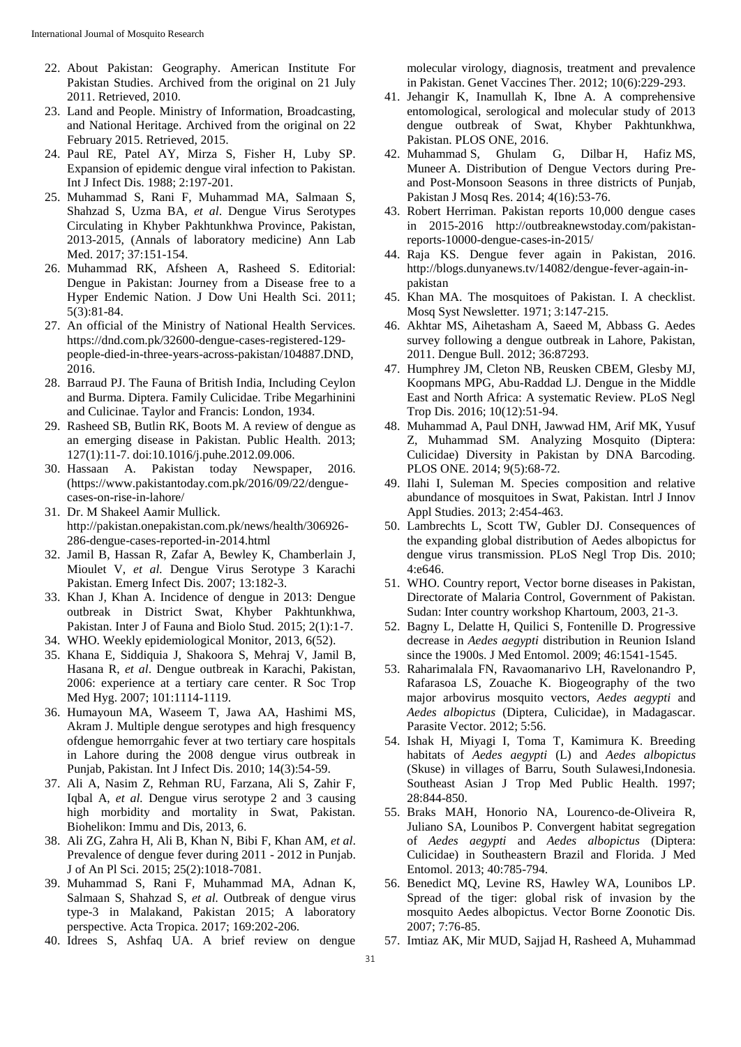22. About Pakistan: Geography. American Institute For Pakistan Studies. Archived from the original on 21 July 2011. Retrieved, 2010.
23. Land and People. Ministry of Information, Broadcasting, and National Heritage. Archived from the original on 22 February 2015. Retrieved, 2015.
24. Paul RE, Patel AY, Mirza S, Fisher H, Luby SP. Expansion of epidemic dengue viral infection to Pakistan. Int J Infect Dis. 1988; 2:197-201.
25. Muhammad S, Rani F, Muhammad MA, Salmaan S, Shahzad S, Uzma BA, *et al*. Dengue Virus Serotypes Circulating in Khyber Pakhtunkhwa Province, Pakistan, 2013-2015, (Annals of laboratory medicine) Ann Lab Med. 2017; 37:151-154.
26. Muhammad RK, Afsheen A, Rasheed S. Editorial: Dengue in Pakistan: Journey from a Disease free to a Hyper Endemic Nation. J Dow Uni Health Sci. 2011; 5(3):81-84.
27. An official of the Ministry of National Health Services. https://dnd.com.pk/32600-dengue-cases-registered-129-people-died-in-three-years-across-pakistan/104887.DND, 2016.
28. Barraud PJ. The Fauna of British India, Including Ceylon and Burma. Diptera. Family Culicidae. Tribe Megarhinini and Culicinae. Taylor and Francis: London, 1934.
29. Rasheed SB, Butlin RK, Boots M. A review of dengue as an emerging disease in Pakistan. Public Health. 2013; 127(1):11-7. doi:10.1016/j.puhe.2012.09.006.
30. Hassaan A. Pakistan today Newspaper, 2016. (https://www.pakistantoday.com.pk/2016/09/22/dengue-cases-on-rise-in-lahore/
31. Dr. M Shakeel Aamir Mullick. http://pakistan.onepakistan.com.pk/news/health/306926-286-dengue-cases-reported-in-2014.html
32. Jamil B, Hassan R, Zafar A, Bewley K, Chamberlain J, Mioulet V, *et al.* Dengue Virus Serotype 3 Karachi Pakistan. Emerg Infect Dis. 2007; 13:182-3.
33. Khan J, Khan A. Incidence of dengue in 2013: Dengue outbreak in District Swat, Khyber Pakhtunkhwa, Pakistan. Inter J of Fauna and Biolo Stud. 2015; 2(1):1-7.
34. WHO. Weekly epidemiological Monitor, 2013, 6(52).
35. Khana E, Siddiquia J, Shakoora S, Mehraj V, Jamil B, Hasana R, *et al*. Dengue outbreak in Karachi, Pakistan, 2006: experience at a tertiary care center. R Soc Trop Med Hyg. 2007; 101:1114-1119.
36. Humayoun MA, Waseem T, Jawa AA, Hashimi MS, Akram J. Multiple dengue serotypes and high fresquency ofdengue hemorrgahic fever at two tertiary care hospitals in Lahore during the 2008 dengue virus outbreak in Punjab, Pakistan. Int J Infect Dis. 2010; 14(3):54-59.
37. Ali A, Nasim Z, Rehman RU, Farzana, Ali S, Zahir F, Iqbal A, *et al.* Dengue virus serotype 2 and 3 causing high morbidity and mortality in Swat, Pakistan. Biohelikon: Immu and Dis, 2013, 6.
38. Ali ZG, Zahra H, Ali B, Khan N, Bibi F, Khan AM, *et al*. Prevalence of dengue fever during 2011 - 2012 in Punjab. J of An Pl Sci. 2015; 25(2):1018-7081.
39. Muhammad S, Rani F, Muhammad MA, Adnan K, Salmaan S, Shahzad S, *et al.* Outbreak of dengue virus type-3 in Malakand, Pakistan 2015; A laboratory perspective. Acta Tropica. 2017; 169:202-206.
40. Idrees S, Ashfaq UA. A brief review on dengue molecular virology, diagnosis, treatment and prevalence in Pakistan. Genet Vaccines Ther. 2012; 10(6):229-293.
41. Jehangir K, Inamullah K, Ibne A. A comprehensive entomological, serological and molecular study of 2013 dengue outbreak of Swat, Khyber Pakhtunkhwa, Pakistan. PLOS ONE, 2016.
42. Muhammad S, Ghulam G, Dilbar H, Hafiz MS, Muneer A. Distribution of Dengue Vectors during Pre- and Post-Monsoon Seasons in three districts of Punjab, Pakistan J Mosq Res. 2014; 4(16):53-76.
43. Robert Herriman. Pakistan reports 10,000 dengue cases in 2015-2016 http://outbreaknewstoday.com/pakistan-reports-10000-dengue-cases-in-2015/
44. Raja KS. Dengue fever again in Pakistan, 2016. http://blogs.dunyanews.tv/14082/dengue-fever-again-in-pakistan
45. Khan MA. The mosquitoes of Pakistan. I. A checklist. Mosq Syst Newsletter. 1971; 3:147-215.
46. Akhtar MS, Aihetasham A, Saeed M, Abbass G. Aedes survey following a dengue outbreak in Lahore, Pakistan, 2011. Dengue Bull. 2012; 36:87293.
47. Humphrey JM, Cleton NB, Reusken CBEM, Glesby MJ, Koopmans MPG, Abu-Raddad LJ. Dengue in the Middle East and North Africa: A systematic Review. PLoS Negl Trop Dis. 2016; 10(12):51-94.
48. Muhammad A, Paul DNH, Jawwad HM, Arif MK, Yusuf Z, Muhammad SM. Analyzing Mosquito (Diptera: Culicidae) Diversity in Pakistan by DNA Barcoding. PLOS ONE. 2014; 9(5):68-72.
49. Ilahi I, Suleman M. Species composition and relative abundance of mosquitoes in Swat, Pakistan. Intrl J Innov Appl Studies. 2013; 2:454-463.
50. Lambrechts L, Scott TW, Gubler DJ. Consequences of the expanding global distribution of Aedes albopictus for dengue virus transmission. PLoS Negl Trop Dis. 2010; 4:e646.
51. WHO. Country report, Vector borne diseases in Pakistan, Directorate of Malaria Control, Government of Pakistan. Sudan: Inter country workshop Khartoum, 2003, 21-3.
52. Bagny L, Delatte H, Quilici S, Fontenille D. Progressive decrease in *Aedes aegypti* distribution in Reunion Island since the 1900s. J Med Entomol. 2009; 46:1541-1545.
53. Raharimalala FN, Ravaomanarivo LH, Ravelonandro P, Rafarasoa LS, Zouache K. Biogeography of the two major arbovirus mosquito vectors, *Aedes aegypti* and *Aedes albopictus* (Diptera, Culicidae), in Madagascar. Parasite Vector. 2012; 5:56.
54. Ishak H, Miyagi I, Toma T, Kamimura K. Breeding habitats of *Aedes aegypti* (L) and *Aedes albopictus* (Skuse) in villages of Barru, South Sulawesi,Indonesia. Southeast Asian J Trop Med Public Health. 1997; 28:844-850.
55. Braks MAH, Honorio NA, Lourenco-de-Oliveira R, Juliano SA, Lounibos P. Convergent habitat segregation of *Aedes aegypti* and *Aedes albopictus* (Diptera: Culicidae) in Southeastern Brazil and Florida. J Med Entomol. 2013; 40:785-794.
56. Benedict MQ, Levine RS, Hawley WA, Lounibos LP. Spread of the tiger: global risk of invasion by the mosquito Aedes albopictus. Vector Borne Zoonotic Dis. 2007; 7:76-85.
57. Imtiaz AK, Mir MUD, Sajjad H, Rasheed A, Muhammad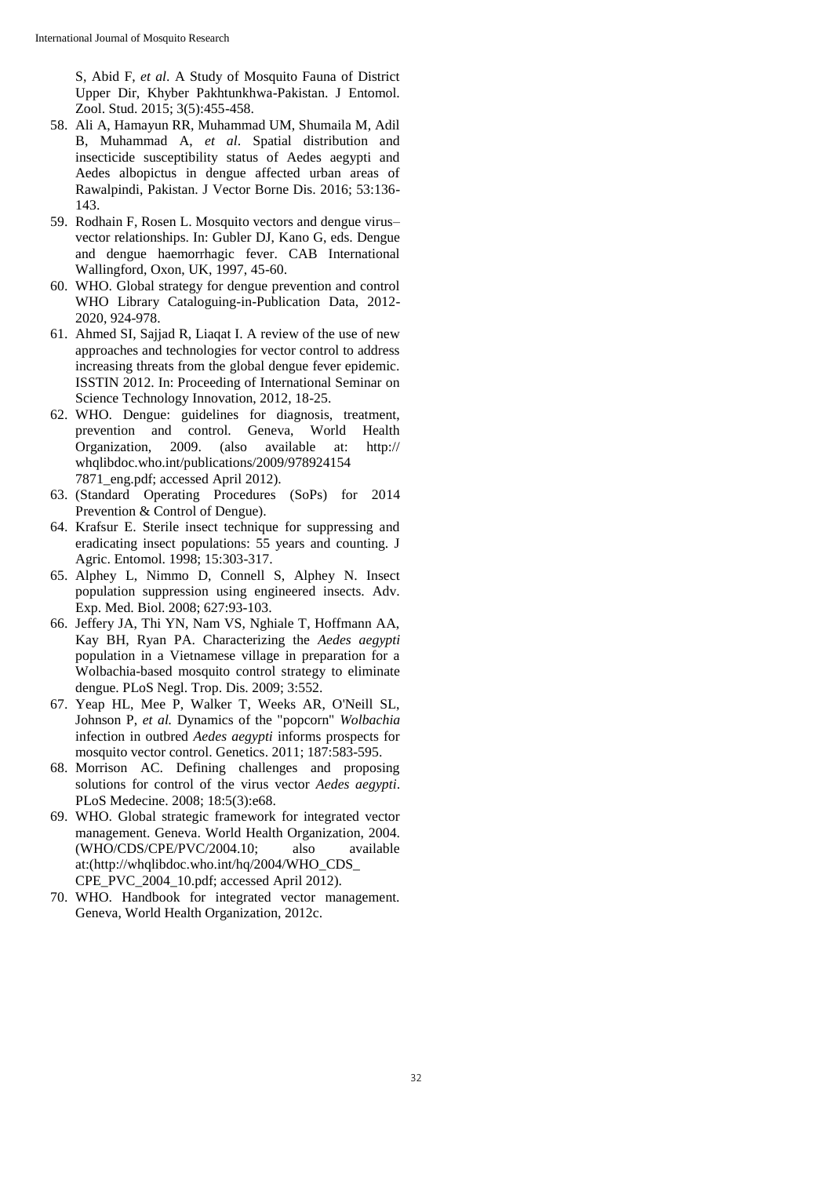S, Abid F, *et al*. A Study of Mosquito Fauna of District Upper Dir, Khyber Pakhtunkhwa-Pakistan. J Entomol. Zool. Stud. 2015; 3(5):455-458.

58. Ali A, Hamayun RR, Muhammad UM, Shumaila M, Adil B, Muhammad A, *et al*. Spatial distribution and insecticide susceptibility status of Aedes aegypti and Aedes albopictus in dengue affected urban areas of Rawalpindi, Pakistan. J Vector Borne Dis. 2016; 53:136-143.
59. Rodhain F, Rosen L. Mosquito vectors and dengue virus–vector relationships. In: Gubler DJ, Kano G, eds. Dengue and dengue haemorrhagic fever. CAB International Wallingford, Oxon, UK, 1997, 45-60.
60. WHO. Global strategy for dengue prevention and control WHO Library Cataloguing-in-Publication Data, 2012-2020, 924-978.
61. Ahmed SI, Sajjad R, Liaqat I. A review of the use of new approaches and technologies for vector control to address increasing threats from the global dengue fever epidemic. ISSTIN 2012. In: Proceeding of International Seminar on Science Technology Innovation, 2012, 18-25.
62. WHO. Dengue: guidelines for diagnosis, treatment, prevention and control. Geneva, World Health Organization, 2009. (also available at: http:// whqlibdoc.who.int/publications/2009/978924154 7871_eng.pdf; accessed April 2012).
63. (Standard Operating Procedures (SoPs) for 2014 Prevention & Control of Dengue).
64. Krafsur E. Sterile insect technique for suppressing and eradicating insect populations: 55 years and counting. J Agric. Entomol. 1998; 15:303-317.
65. Alphey L, Nimmo D, Connell S, Alphey N. Insect population suppression using engineered insects. Adv. Exp. Med. Biol. 2008; 627:93-103.
66. Jeffery JA, Thi YN, Nam VS, Nghiale T, Hoffmann AA, Kay BH, Ryan PA. Characterizing the *Aedes aegypti* population in a Vietnamese village in preparation for a Wolbachia-based mosquito control strategy to eliminate dengue. PLoS Negl. Trop. Dis. 2009; 3:552.
67. Yeap HL, Mee P, Walker T, Weeks AR, O'Neill SL, Johnson P, *et al.* Dynamics of the "popcorn" *Wolbachia* infection in outbred *Aedes aegypti* informs prospects for mosquito vector control. Genetics. 2011; 187:583-595.
68. Morrison AC. Defining challenges and proposing solutions for control of the virus vector *Aedes aegypti*. PLoS Medecine. 2008; 18:5(3):e68.
69. WHO. Global strategic framework for integrated vector management. Geneva. World Health Organization, 2004. (WHO/CDS/CPE/PVC/2004.10; also available at:(http://whqlibdoc.who.int/hq/2004/WHO_CDS_ CPE_PVC_2004_10.pdf; accessed April 2012).
70. WHO. Handbook for integrated vector management. Geneva, World Health Organization, 2012c.